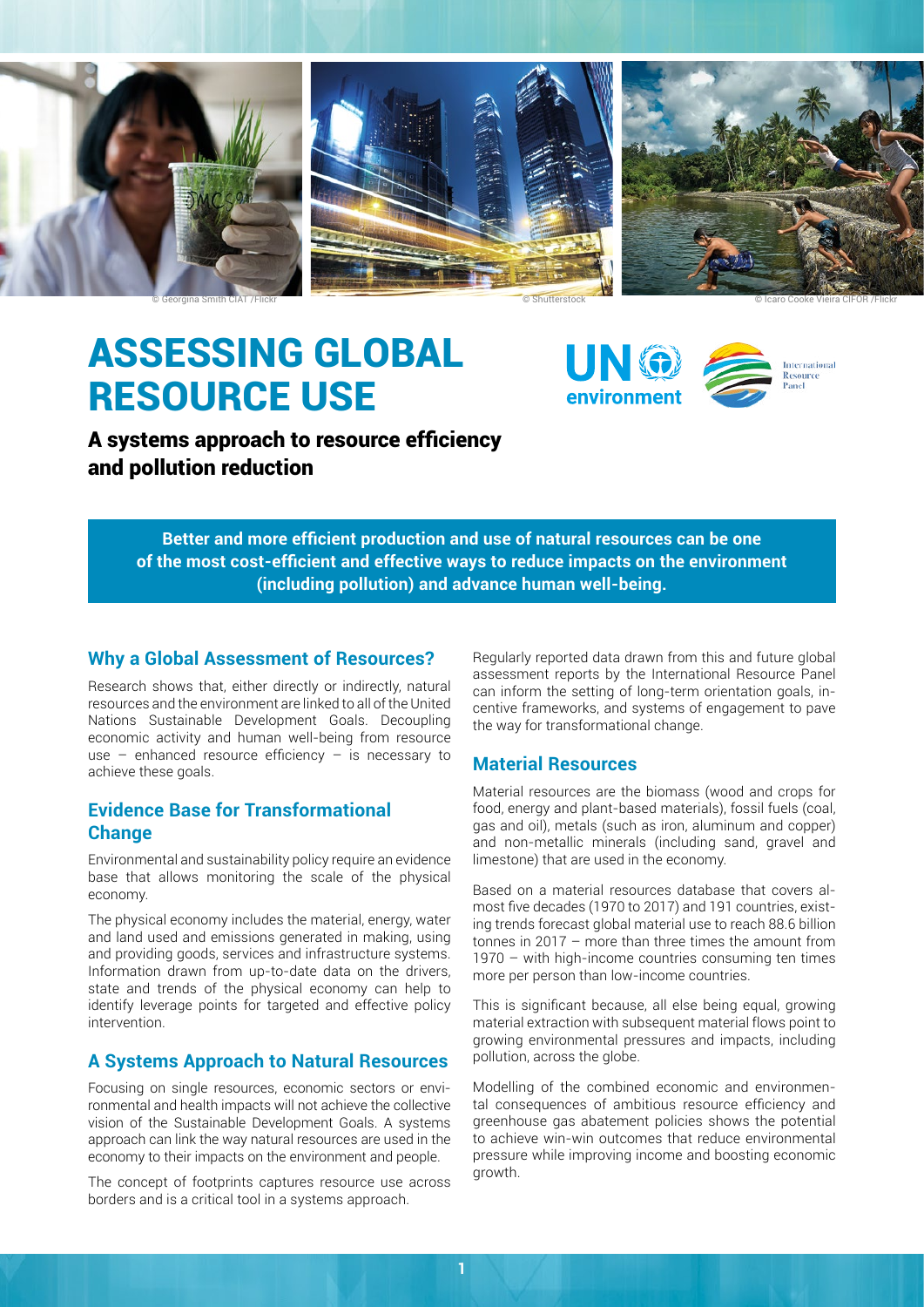© Georgina Smith CIAT /Flickr © Shutterstock © Icaro Cooke Vieira CIFOR /Flickr

# ASSESSING GLOBAL RESOURCE USE

## A systems approach to resource efficiency and pollution reduction

**Better and more efficient production and use of natural resources can be one of the most cost-efficient and effective ways to reduce impacts on the environment (including pollution) and advance human well-being.**

### Why a Global Assessment of Resources?

Research shows that, either directly or indirectly, natural resources and the environment are linked to all of the United Nations Sustainable Development Goals. Decoupling economic activity and human well-being from resource use – enhanced resource efficiency – is necessary to achieve these goals.

### Evidence Base for Transformational Change

Environmental and sustainability policy require an evidence base that allows monitoring the scale of the physical economy.

The physical economy includes the material, energy, water and land used and emissions generated in making, using and providing goods, services and infrastructure systems. Information drawn from up-to-date data on the drivers, state and trends of the physical economy can help to identify leverage points for targeted and effective policy intervention.

### A Systems Approach to Natural Resources

Focusing on single resources, economic sectors or environmental and health impacts will not achieve the collective vision of the Sustainable Development Goals. A systems approach can link the way natural resources are used in the economy to their impacts on the environment and people.

The concept of footprints captures resource use across borders and is a critical tool in a systems approach.

Regularly reported data drawn from this and future global assessment reports by the International Resource Panel can inform the setting of long-term orientation goals, incentive frameworks, and systems of engagement to pave the way for transformational change.

### Material Resources

Material resources are the biomass (wood and crops for food, energy and plant-based materials), fossil fuels (coal, gas and oil), metals (such as iron, aluminum and copper) and non-metallic minerals (including sand, gravel and limestone) that are used in the economy.

Based on a material resources database that covers almost five decades (1970 to 2017) and 191 countries, existing trends forecast global material use to reach 88.6 billion tonnes in 2017 – more than three times the amount from 1970 – with high-income countries consuming ten times more per person than low-income countries.

This is significant because, all else being equal, growing material extraction with subsequent material flows point to growing environmental pressures and impacts, including pollution, across the globe.

Modelling of the combined economic and environmental consequences of ambitious resource efficiency and greenhouse gas abatement policies shows the potential to achieve win-win outcomes that reduce environmental pressure while improving income and boosting economic growth.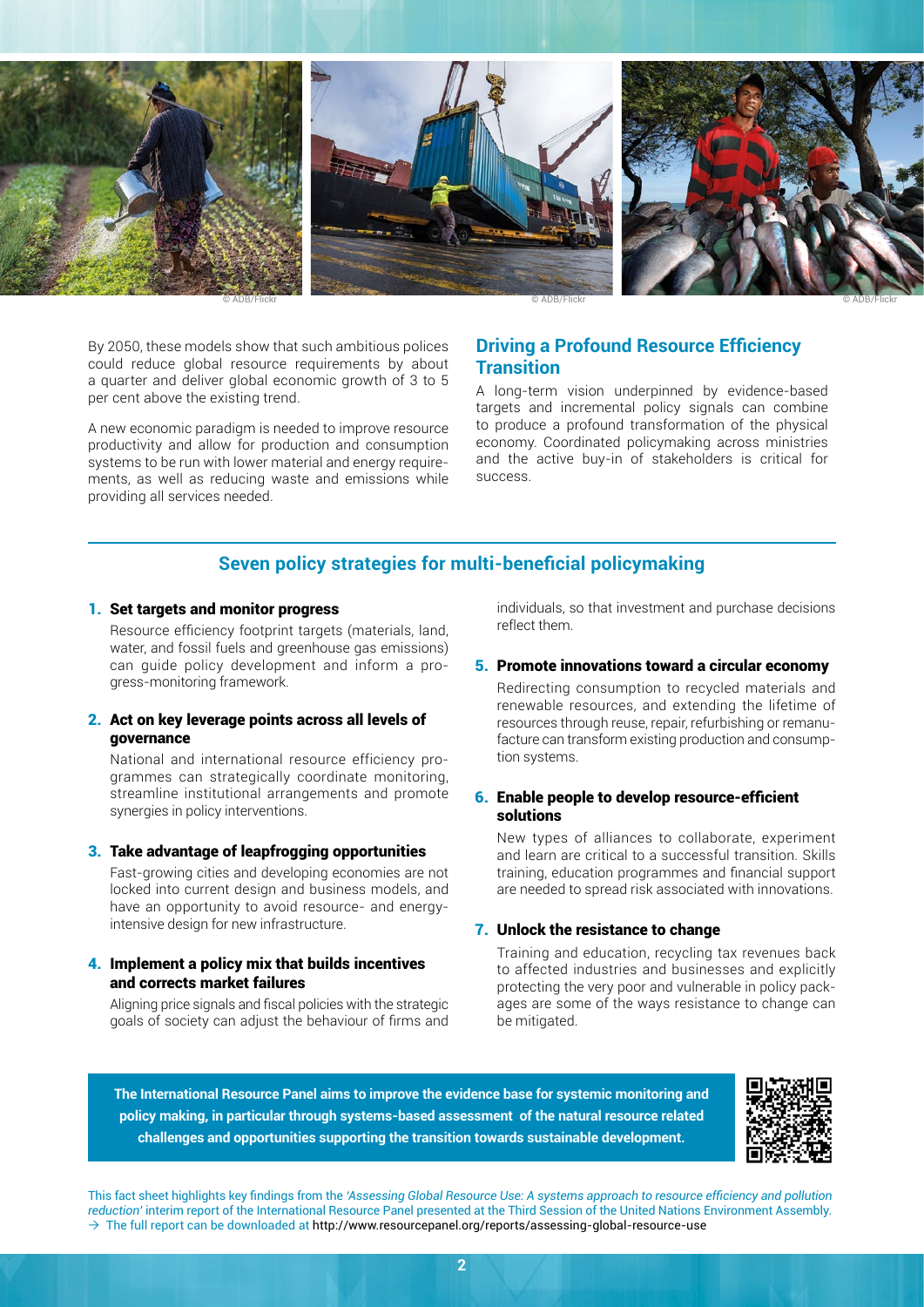© ADB/Flickr © ADB/Flickr © ADB/Flickr

By 2050, these models show that such ambitious polices could reduce global resource requirements by about a quarter and deliver global economic growth of 3 to 5 per cent above the existing trend.

A new economic paradigm is needed to improve resource productivity and allow for production and consumption systems to be run with lower material and energy requirements, as well as reducing waste and emissions while providing all services needed.

## Driving a Profound Resource Efficiency Transition

A long-term vision underpinned by evidence-based targets and incremental policy signals can combine to produce a profound transformation of the physical economy. Coordinated policymaking across ministries and the active buy-in of stakeholders is critical for success.

## Seven policy strategies for multi-beneficial policymaking

1. **Set targets and monitor progress**

   Resource efficiency footprint targets (materials, land, water, and fossil fuels and greenhouse gas emissions) can guide policy development and inform a progress-monitoring framework.

2. **Act on key leverage points across all levels of governance**

   National and international resource efficiency programmes can strategically coordinate monitoring, streamline institutional arrangements and promote synergies in policy interventions.

3. **Take advantage of leapfrogging opportunities**

   Fast-growing cities and developing economies are not locked into current design and business models, and have an opportunity to avoid resource- and energy-intensive design for new infrastructure.

4. **Implement a policy mix that builds incentives and corrects market failures**

   Aligning price signals and fiscal policies with the strategic goals of society can adjust the behaviour of firms and individuals, so that investment and purchase decisions reflect them.

5. **Promote innovations toward a circular economy**

   Redirecting consumption to recycled materials and renewable resources, and extending the lifetime of resources through reuse, repair, refurbishing or remanufacture can transform existing production and consumption systems.

6. **Enable people to develop resource-efficient solutions**

   New types of alliances to collaborate, experiment and learn are critical to a successful transition. Skills training, education programmes and financial support are needed to spread risk associated with innovations.

7. **Unlock the resistance to change**

   Training and education, recycling tax revenues back to affected industries and businesses and explicitly protecting the very poor and vulnerable in policy packages are some of the ways resistance to change can be mitigated.

**The International Resource Panel aims to improve the evidence base for systemic monitoring and policy making, in particular through systems-based assessment of the natural resource related challenges and opportunities supporting the transition towards sustainable development.**

This fact sheet highlights key findings from the *'Assessing Global Resource Use: A systems approach to resource efficiency and pollution reduction'* interim report of the International Resource Panel presented at the Third Session of the United Nations Environment Assembly.
→ The full report can be downloaded at http://www.resourcepanel.org/reports/assessing-global-resource-use